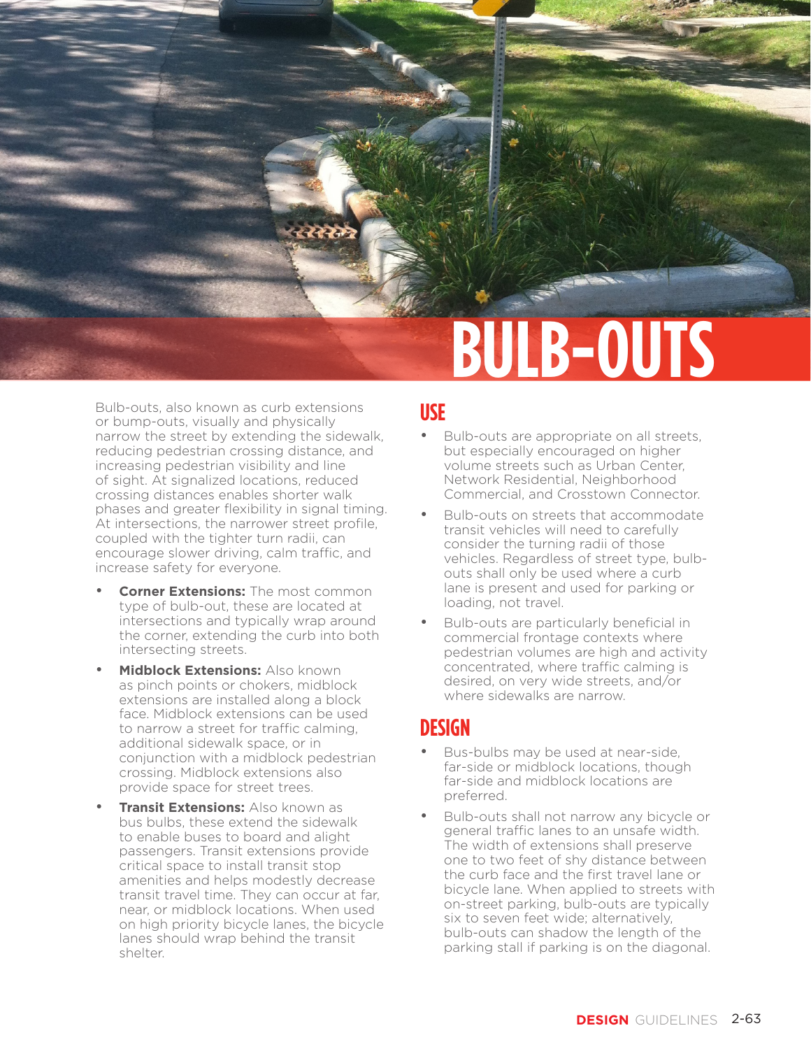# BULB-OUTS

Bulb-outs, also known as curb extensions or bump-outs, visually and physically narrow the street by extending the sidewalk, reducing pedestrian crossing distance, and increasing pedestrian visibility and line of sight. At signalized locations, reduced crossing distances enables shorter walk phases and greater flexibility in signal timing. At intersections, the narrower street profile, coupled with the tighter turn radii, can encourage slower driving, calm traffic, and increase safety for everyone.

- **Corner Extensions:** The most common type of bulb-out, these are located at intersections and typically wrap around the corner, extending the curb into both intersecting streets.
- **Midblock Extensions:** Also known as pinch points or chokers, midblock extensions are installed along a block face. Midblock extensions can be used to narrow a street for traffic calming, additional sidewalk space, or in conjunction with a midblock pedestrian crossing. Midblock extensions also provide space for street trees.
- **Transit Extensions:** Also known as bus bulbs, these extend the sidewalk to enable buses to board and alight passengers. Transit extensions provide critical space to install transit stop amenities and helps modestly decrease transit travel time. They can occur at far, near, or midblock locations. When used on high priority bicycle lanes, the bicycle lanes should wrap behind the transit shelter.

## USE

- Bulb-outs are appropriate on all streets, but especially encouraged on higher volume streets such as Urban Center, Network Residential, Neighborhood Commercial, and Crosstown Connector.
- Bulb-outs on streets that accommodate transit vehicles will need to carefully consider the turning radii of those vehicles. Regardless of street type, bulb-outs shall only be used where a curb lane is present and used for parking or loading, not travel.
- Bulb-outs are particularly beneficial in commercial frontage contexts where pedestrian volumes are high and activity concentrated, where traffic calming is desired, on very wide streets, and/or where sidewalks are narrow.

## DESIGN

- Bus-bulbs may be used at near-side, far-side or midblock locations, though far-side and midblock locations are preferred.
- Bulb-outs shall not narrow any bicycle or general traffic lanes to an unsafe width. The width of extensions shall preserve one to two feet of shy distance between the curb face and the first travel lane or bicycle lane. When applied to streets with on-street parking, bulb-outs are typically six to seven feet wide; alternatively, bulb-outs can shadow the length of the parking stall if parking is on the diagonal.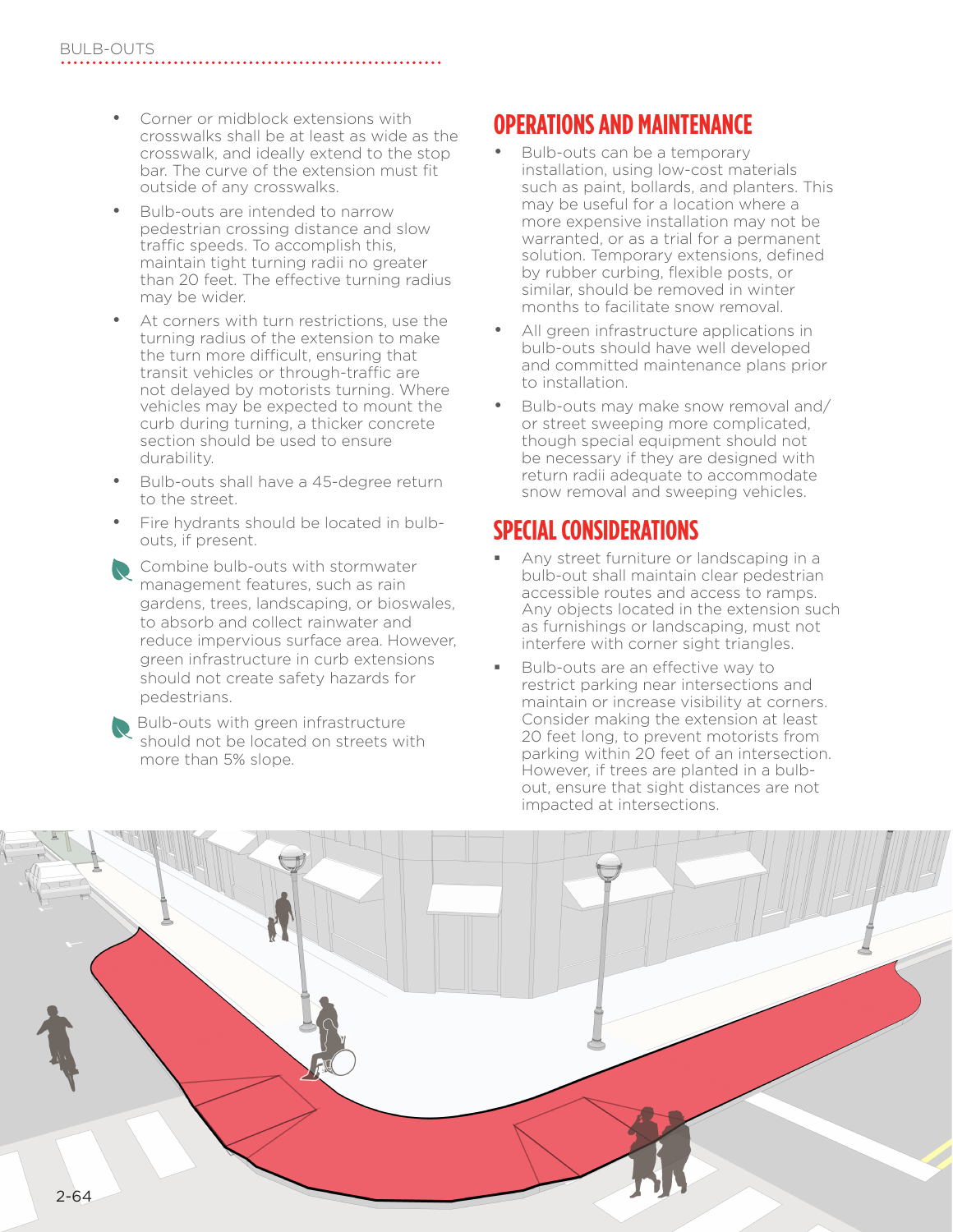- Corner or midblock extensions with crosswalks shall be at least as wide as the crosswalk, and ideally extend to the stop bar. The curve of the extension must fit outside of any crosswalks.
- Bulb-outs are intended to narrow pedestrian crossing distance and slow traffic speeds. To accomplish this, maintain tight turning radii no greater than 20 feet. The effective turning radius may be wider.
- At corners with turn restrictions, use the turning radius of the extension to make the turn more difficult, ensuring that transit vehicles or through-traffic are not delayed by motorists turning. Where vehicles may be expected to mount the curb during turning, a thicker concrete section should be used to ensure durability.
- Bulb-outs shall have a 45-degree return to the street.
- Fire hydrants should be located in bulb-outs, if present.
- Combine bulb-outs with stormwater management features, such as rain gardens, trees, landscaping, or bioswales, to absorb and collect rainwater and reduce impervious surface area. However, green infrastructure in curb extensions should not create safety hazards for pedestrians.
- Bulb-outs with green infrastructure should not be located on streets with more than 5% slope.

## OPERATIONS AND MAINTENANCE

- Bulb-outs can be a temporary installation, using low-cost materials such as paint, bollards, and planters. This may be useful for a location where a more expensive installation may not be warranted, or as a trial for a permanent solution. Temporary extensions, defined by rubber curbing, flexible posts, or similar, should be removed in winter months to facilitate snow removal.
- All green infrastructure applications in bulb-outs should have well developed and committed maintenance plans prior to installation.
- Bulb-outs may make snow removal and/or street sweeping more complicated, though special equipment should not be necessary if they are designed with return radii adequate to accommodate snow removal and sweeping vehicles.

## SPECIAL CONSIDERATIONS

- Any street furniture or landscaping in a bulb-out shall maintain clear pedestrian accessible routes and access to ramps. Any objects located in the extension such as furnishings or landscaping, must not interfere with corner sight triangles.
- Bulb-outs are an effective way to restrict parking near intersections and maintain or increase visibility at corners. Consider making the extension at least 20 feet long, to prevent motorists from parking within 20 feet of an intersection. However, if trees are planted in a bulb-out, ensure that sight distances are not impacted at intersections.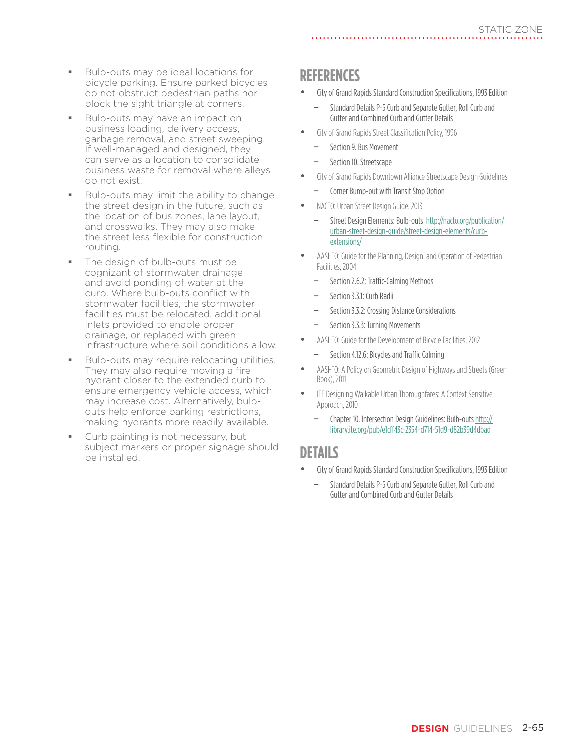- Bulb-outs may be ideal locations for bicycle parking. Ensure parked bicycles do not obstruct pedestrian paths nor block the sight triangle at corners.
- Bulb-outs may have an impact on business loading, delivery access, garbage removal, and street sweeping. If well-managed and designed, they can serve as a location to consolidate business waste for removal where alleys do not exist.
- Bulb-outs may limit the ability to change the street design in the future, such as the location of bus zones, lane layout, and crosswalks. They may also make the street less flexible for construction routing.
- The design of bulb-outs must be cognizant of stormwater drainage and avoid ponding of water at the curb. Where bulb-outs conflict with stormwater facilities, the stormwater facilities must be relocated, additional inlets provided to enable proper drainage, or replaced with green infrastructure where soil conditions allow.
- Bulb-outs may require relocating utilities. They may also require moving a fire hydrant closer to the extended curb to ensure emergency vehicle access, which may increase cost. Alternatively, bulb-outs help enforce parking restrictions, making hydrants more readily available.
- Curb painting is not necessary, but subject markers or proper signage should be installed.

## REFERENCES

- City of Grand Rapids Standard Construction Specifications, 1993 Edition
  - Standard Details P-5 Curb and Separate Gutter, Roll Curb and Gutter and Combined Curb and Gutter Details
- City of Grand Rapids Street Classification Policy, 1996
  - Section 9. Bus Movement
  - Section 10. Streetscape
- City of Grand Rapids Downtown Alliance Streetscape Design Guidelines
  - Corner Bump-out with Transit Stop Option
- NACTO: Urban Street Design Guide, 2013
  - Street Design Elements: Bulb-outs http://nacto.org/publication/urban-street-design-guide/street-design-elements/curb-extensions/
- AASHTO: Guide for the Planning, Design, and Operation of Pedestrian Facilities, 2004
  - Section 2.6.2: Traffic-Calming Methods
  - Section 3.3.1: Curb Radii
  - Section 3.3.2: Crossing Distance Considerations
  - Section 3.3.3: Turning Movements
- AASHTO: Guide for the Development of Bicycle Facilities, 2012
  - Section 4.12.6: Bicycles and Traffic Calming
- AASHTO: A Policy on Geometric Design of Highways and Streets (Green Book), 2011
- ITE Designing Walkable Urban Thoroughfares: A Context Sensitive Approach, 2010
  - Chapter 10. Intersection Design Guidelines: Bulb-outs http://library.ite.org/pub/e1cff43c-2354-d714-51d9-d82b39d4dbad

## DETAILS

- City of Grand Rapids Standard Construction Specifications, 1993 Edition
  - Standard Details P-5 Curb and Separate Gutter, Roll Curb and Gutter and Combined Curb and Gutter Details